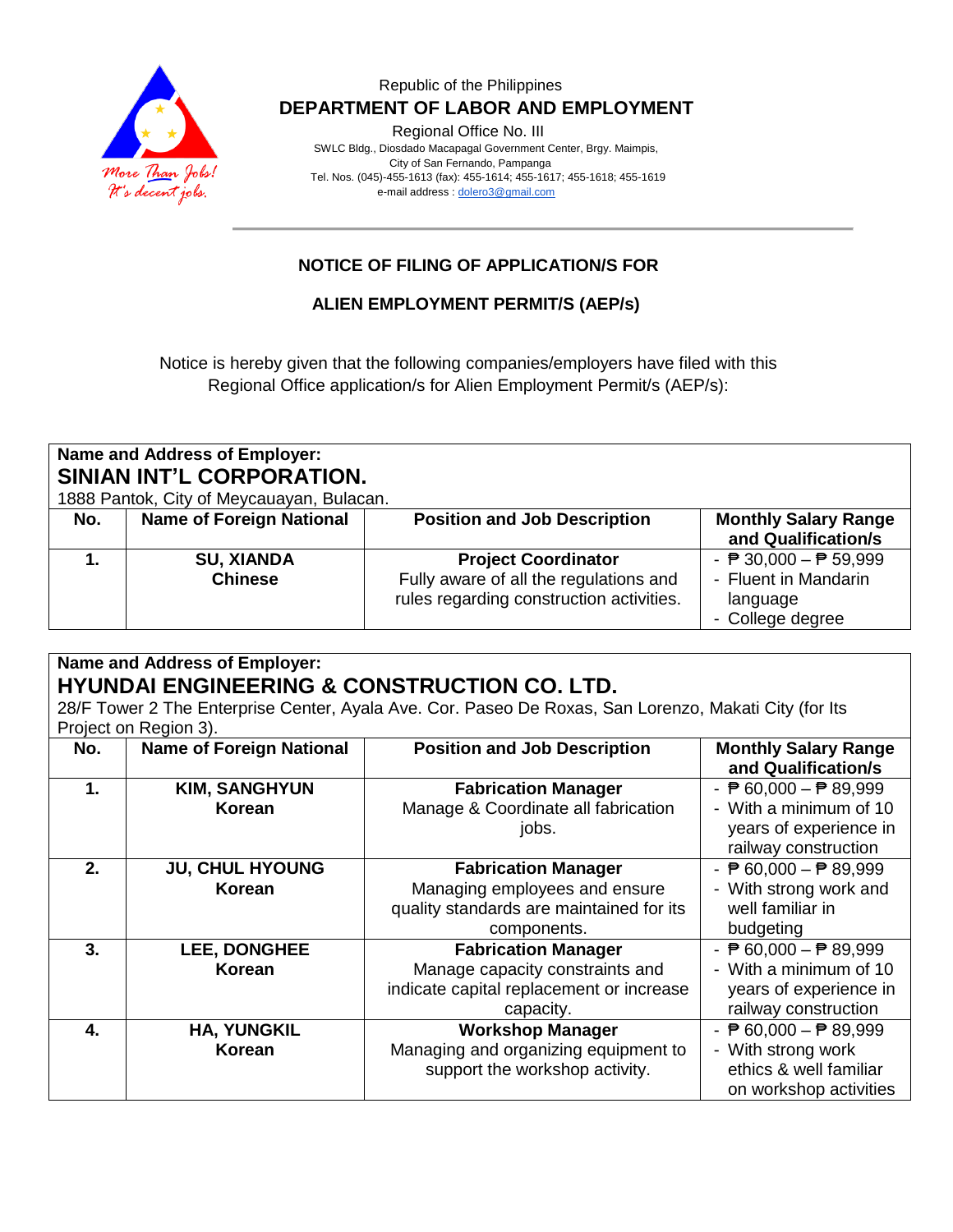Republic of the Philippines

**DEPARTMENT OF LABOR AND EMPLOYMENT**

Regional Office No. III

SWLC Bldg., Diosdado Macapagal Government Center, Brgy. Maimpis, City of San Fernando, Pampanga

Tel. Nos. (045)-455-1613 (fax): 455-1614; 455-1617; 455-1618; 455-1619

e-mail address : dolero3@gmail.com

## NOTICE OF FILING OF APPLICATION/S FOR ALIEN EMPLOYMENT PERMIT/S (AEP/s)

Notice is hereby given that the following companies/employers have filed with this Regional Office application/s for Alien Employment Permit/s (AEP/s):

**Name and Address of Employer:**

**SINIAN INT'L CORPORATION.**

1888 Pantok, City of Meycauayan, Bulacan.

| No. | Name of Foreign National | Position and Job Description | Monthly Salary Range and Qualification/s |
|---|---|---|---|
| 1. | **SU, XIANDA** **Chinese** | **Project Coordinator** Fully aware of all the regulations and rules regarding construction activities. | - ₱ 30,000 – ₱ 59,999 - Fluent in Mandarin language - College degree |

**Name and Address of Employer:**

**HYUNDAI ENGINEERING & CONSTRUCTION CO. LTD.**

28/F Tower 2 The Enterprise Center, Ayala Ave. Cor. Paseo De Roxas, San Lorenzo, Makati City (for Its Project on Region 3).

| No. | Name of Foreign National | Position and Job Description | Monthly Salary Range and Qualification/s |
|---|---|---|---|
| 1. | **KIM, SANGHYUN** **Korean** | **Fabrication Manager** Manage & Coordinate all fabrication jobs. | - ₱ 60,000 – ₱ 89,999 - With a minimum of 10 years of experience in railway construction |
| 2. | **JU, CHUL HYOUNG** **Korean** | **Fabrication Manager** Managing employees and ensure quality standards are maintained for its components. | - ₱ 60,000 – ₱ 89,999 - With strong work and well familiar in budgeting |
| 3. | **LEE, DONGHEE** **Korean** | **Fabrication Manager** Manage capacity constraints and indicate capital replacement or increase capacity. | - ₱ 60,000 – ₱ 89,999 - With a minimum of 10 years of experience in railway construction |
| 4. | **HA, YUNGKIL** **Korean** | **Workshop Manager** Managing and organizing equipment to support the workshop activity. | - ₱ 60,000 – ₱ 89,999 - With strong work ethics & well familiar on workshop activities |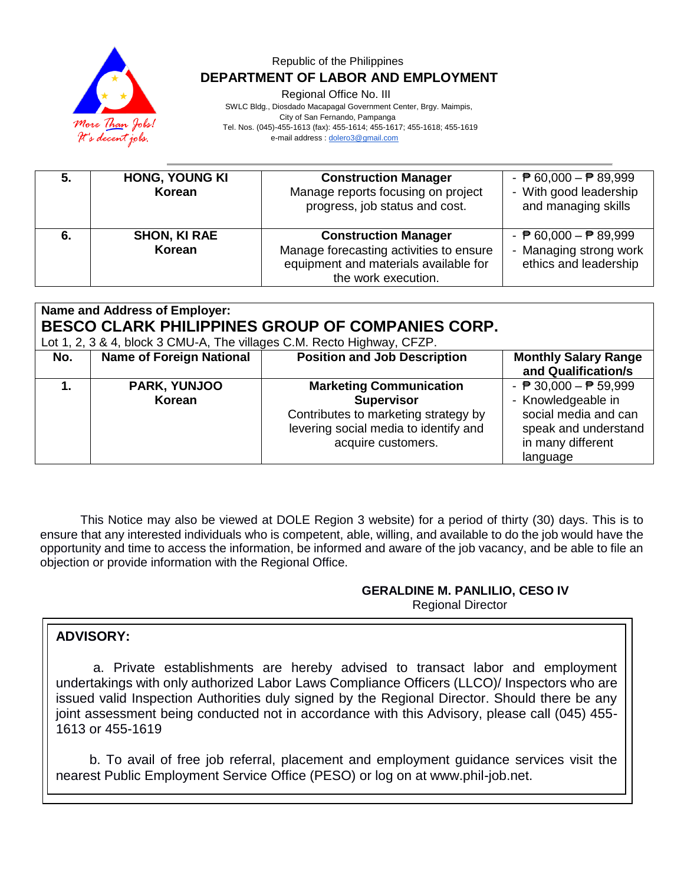Republic of the Philippines
**DEPARTMENT OF LABOR AND EMPLOYMENT**
Regional Office No. III
SWLC Bldg., Diosdado Macapagal Government Center, Brgy. Maimpis,
City of San Fernando, Pampanga
Tel. Nos. (045)-455-1613 (fax): 455-1614; 455-1617; 455-1618; 455-1619
e-mail address : dolero3@gmail.com

| | | | |
|---|---|---|---|
| **5.** | **HONG, YOUNG KI**<br>**Korean** | **Construction Manager**<br>Manage reports focusing on project progress, job status and cost. | - ₱ 60,000 – ₱ 89,999<br>- With good leadership and managing skills |
| **6.** | **SHON, KI RAE**<br>**Korean** | **Construction Manager**<br>Manage forecasting activities to ensure equipment and materials available for the work execution. | - ₱ 60,000 – ₱ 89,999<br>- Managing strong work ethics and leadership |

**Name and Address of Employer:**
**BESCO CLARK PHILIPPINES GROUP OF COMPANIES CORP.**
Lot 1, 2, 3 & 4, block 3 CMU-A, The villages C.M. Recto Highway, CFZP.

| No. | Name of Foreign National | Position and Job Description | Monthly Salary Range and Qualification/s |
|---|---|---|---|
| **1.** | **PARK, YUNJOO**<br>**Korean** | **Marketing Communication Supervisor**<br>Contributes to marketing strategy by levering social media to identify and acquire customers. | - ₱ 30,000 – ₱ 59,999<br>- Knowledgeable in social media and can speak and understand in many different language |

This Notice may also be viewed at DOLE Region 3 website) for a period of thirty (30) days. This is to ensure that any interested individuals who is competent, able, willing, and available to do the job would have the opportunity and time to access the information, be informed and aware of the job vacancy, and be able to file an objection or provide information with the Regional Office.

**GERALDINE M. PANLILIO, CESO IV**
Regional Director

**ADVISORY:**

a. Private establishments are hereby advised to transact labor and employment undertakings with only authorized Labor Laws Compliance Officers (LLCO)/ Inspectors who are issued valid Inspection Authorities duly signed by the Regional Director. Should there be any joint assessment being conducted not in accordance with this Advisory, please call (045) 455-1613 or 455-1619

b. To avail of free job referral, placement and employment guidance services visit the nearest Public Employment Service Office (PESO) or log on at www.phil-job.net.